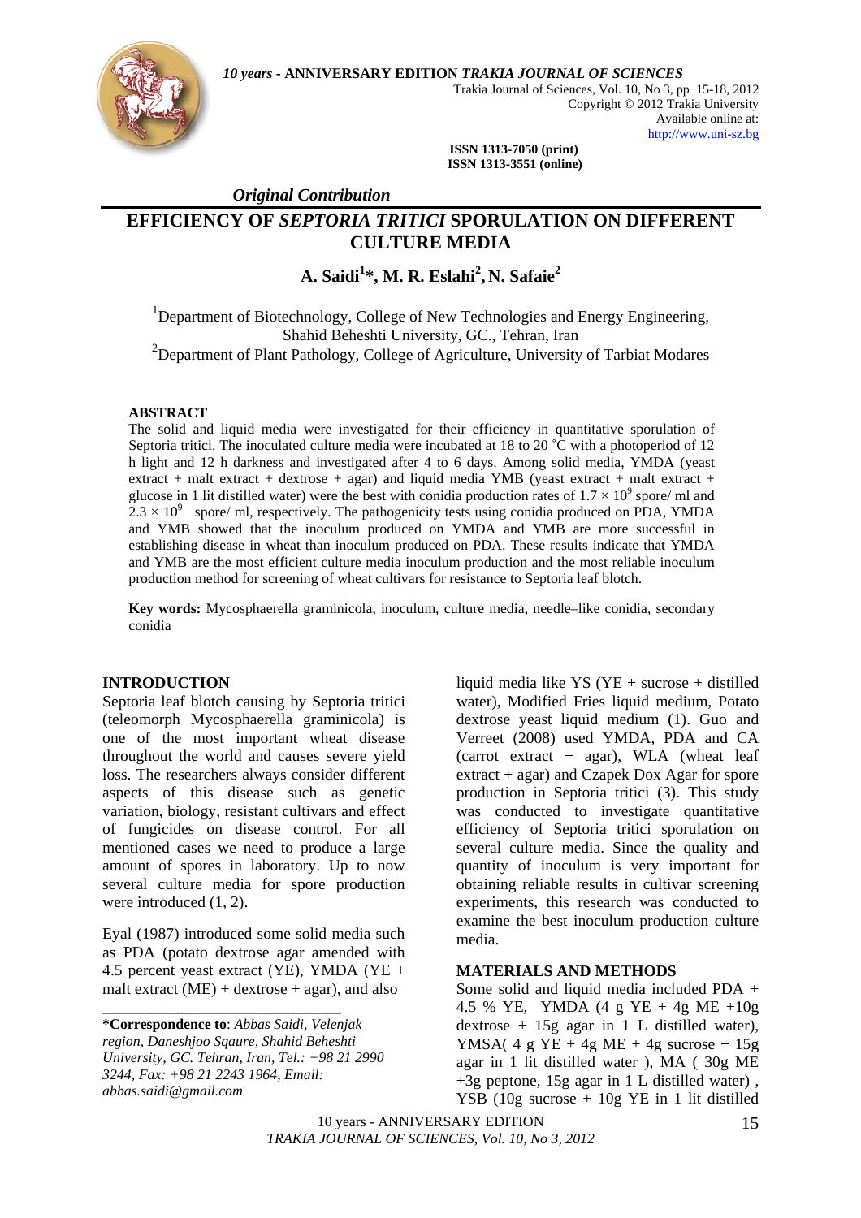*Original Contribution*

# EFFICIENCY OF *SEPTORIA TRITICI* SPORULATION ON DIFFERENT CULTURE MEDIA

**A. Saidi[1]\*, M. R. Eslahi[2], N. Safaie[2]**

[1]Department of Biotechnology, College of New Technologies and Energy Engineering, Shahid Beheshti University, GC., Tehran, Iran

[2]Department of Plant Pathology, College of Agriculture, University of Tarbiat Modares

## ABSTRACT

The solid and liquid media were investigated for their efficiency in quantitative sporulation of Septoria tritici. The inoculated culture media were incubated at 18 to 20 ˚C with a photoperiod of 12 h light and 12 h darkness and investigated after 4 to 6 days. Among solid media, YMDA (yeast extract + malt extract + dextrose + agar) and liquid media YMB (yeast extract + malt extract + glucose in 1 lit distilled water) were the best with conidia production rates of $1.7 \times 10^9$ spore/ ml and $2.3 \times 10^9$ spore/ ml, respectively. The pathogenicity tests using conidia produced on PDA, YMDA and YMB showed that the inoculum produced on YMDA and YMB are more successful in establishing disease in wheat than inoculum produced on PDA. These results indicate that YMDA and YMB are the most efficient culture media inoculum production and the most reliable inoculum production method for screening of wheat cultivars for resistance to Septoria leaf blotch.

**Key words:** Mycosphaerella graminicola, inoculum, culture media, needle–like conidia, secondary conidia

## INTRODUCTION

Septoria leaf blotch causing by Septoria tritici (teleomorph Mycosphaerella graminicola) is one of the most important wheat disease throughout the world and causes severe yield loss. The researchers always consider different aspects of this disease such as genetic variation, biology, resistant cultivars and effect of fungicides on disease control. For all mentioned cases we need to produce a large amount of spores in laboratory. Up to now several culture media for spore production were introduced (1, 2).

Eyal (1987) introduced some solid media such as PDA (potato dextrose agar amended with 4.5 percent yeast extract (YE), YMDA (YE + malt extract (ME) + dextrose + agar), and also liquid media like YS (YE + sucrose + distilled water), Modified Fries liquid medium, Potato dextrose yeast liquid medium (1). Guo and Verreet (2008) used YMDA, PDA and CA (carrot extract + agar), WLA (wheat leaf extract + agar) and Czapek Dox Agar for spore production in Septoria tritici (3). This study was conducted to investigate quantitative efficiency of Septoria tritici sporulation on several culture media. Since the quality and quantity of inoculum is very important for obtaining reliable results in cultivar screening experiments, this research was conducted to examine the best inoculum production culture media.

## MATERIALS AND METHODS

Some solid and liquid media included PDA + 4.5 % YE, YMDA (4 g YE + 4g ME +10g dextrose + 15g agar in 1 L distilled water), YMSA( 4 g YE + 4g ME + 4g sucrose + 15g agar in 1 lit distilled water ), MA ( 30g ME +3g peptone, 15g agar in 1 L distilled water) , YSB (10g sucrose + 10g YE in 1 lit distilled

---

**\*Correspondence to**: *Abbas Saidi, Velenjak region, Daneshjoo Sqaure, Shahid Beheshti University, GC. Tehran, Iran, Tel.: +98 21 2990 3244, Fax: +98 21 2243 1964, Email: abbas.saidi@gmail.com*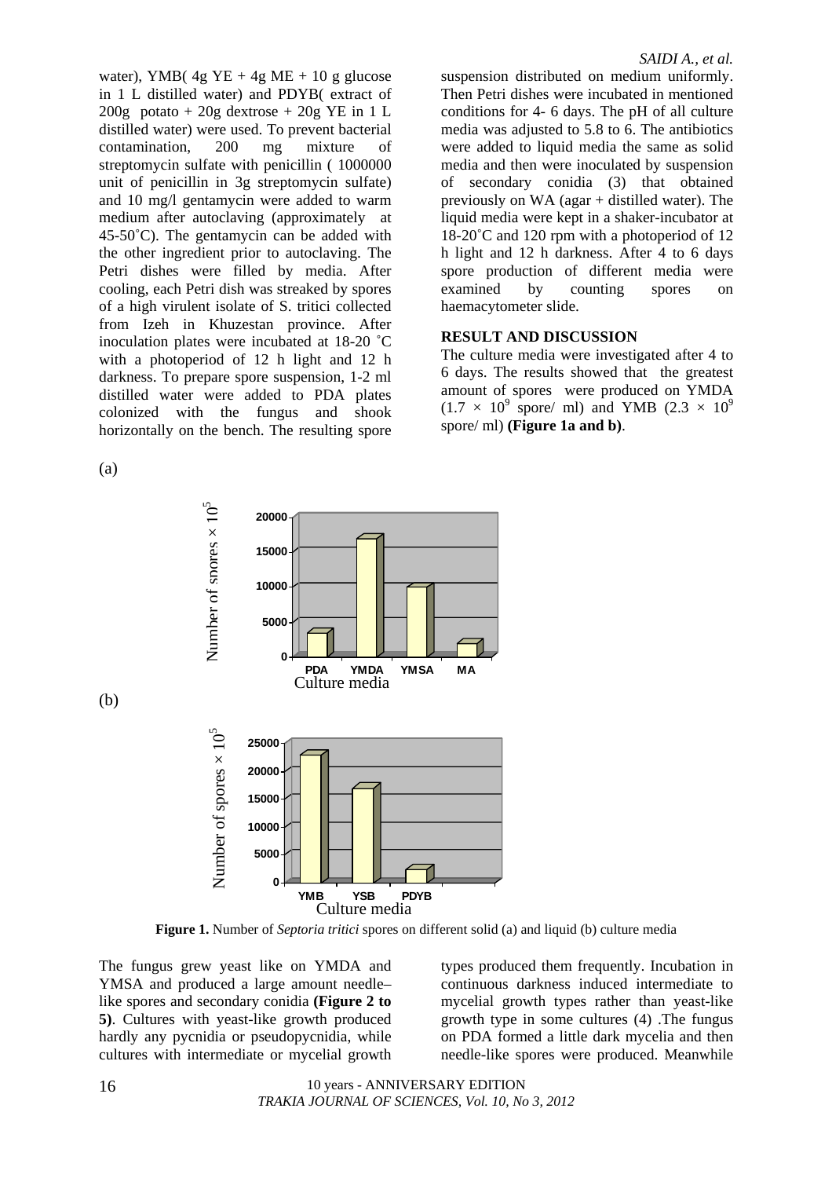water), YMB( 4g YE + 4g ME + 10 g glucose in 1 L distilled water) and PDYB( extract of 200g potato + 20g dextrose + 20g YE in 1 L distilled water) were used. To prevent bacterial contamination, 200 mg mixture of streptomycin sulfate with penicillin ( 1000000 unit of penicillin in 3g streptomycin sulfate) and 10 mg/l gentamycin were added to warm medium after autoclaving (approximately at 45-50˚C). The gentamycin can be added with the other ingredient prior to autoclaving. The Petri dishes were filled by media. After cooling, each Petri dish was streaked by spores of a high virulent isolate of S. tritici collected from Izeh in Khuzestan province. After inoculation plates were incubated at 18-20 ˚C with a photoperiod of 12 h light and 12 h darkness. To prepare spore suspension, 1-2 ml distilled water were added to PDA plates colonized with the fungus and shook horizontally on the bench. The resulting spore suspension distributed on medium uniformly. Then Petri dishes were incubated in mentioned conditions for 4- 6 days. The pH of all culture media was adjusted to 5.8 to 6. The antibiotics were added to liquid media the same as solid media and then were inoculated by suspension of secondary conidia (3) that obtained previously on WA (agar + distilled water). The liquid media were kept in a shaker-incubator at 18-20˚C and 120 rpm with a photoperiod of 12 h light and 12 h darkness. After 4 to 6 days spore production of different media were examined by counting spores on haemacytometer slide.

## RESULT AND DISCUSSION

The culture media were investigated after 4 to 6 days. The results showed that the greatest amount of spores were produced on YMDA ($1.7 \times 10^9$ spore/ ml) and YMB ($2.3 \times 10^9$ spore/ ml) **(Figure 1a and b)**.

(a)

(b)

**Figure 1.** Number of *Septoria tritici* spores on different solid (a) and liquid (b) culture media

The fungus grew yeast like on YMDA and YMSA and produced a large amount needle–like spores and secondary conidia **(Figure 2 to 5)**. Cultures with yeast-like growth produced hardly any pycnidia or pseudopycnidia, while cultures with intermediate or mycelial growth types produced them frequently. Incubation in continuous darkness induced intermediate to mycelial growth types rather than yeast-like growth type in some cultures (4) .The fungus on PDA formed a little dark mycelia and then needle-like spores were produced. Meanwhile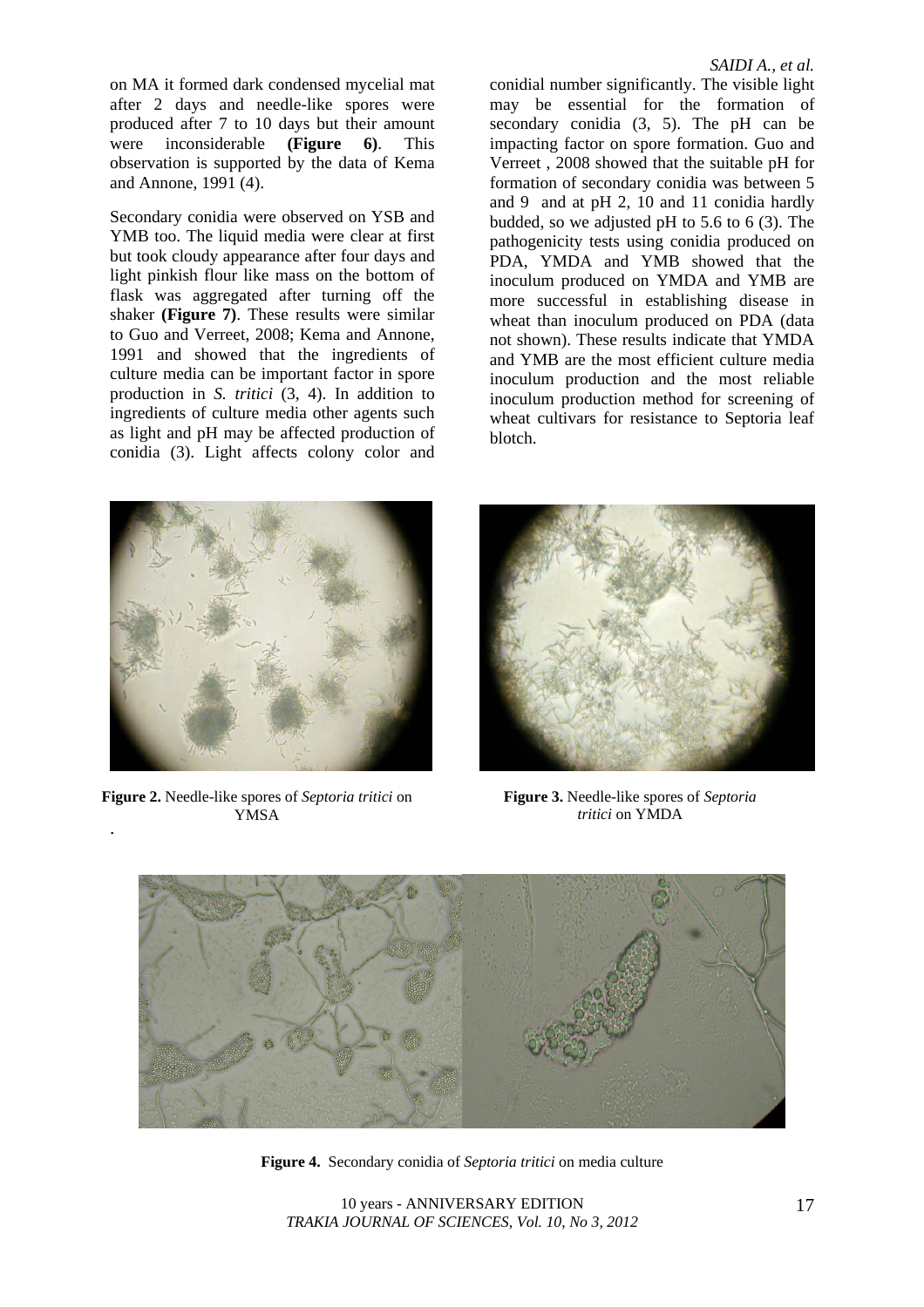on MA it formed dark condensed mycelial mat after 2 days and needle-like spores were produced after 7 to 10 days but their amount were inconsiderable **(Figure 6)**. This observation is supported by the data of Kema and Annone, 1991 (4).

Secondary conidia were observed on YSB and YMB too. The liquid media were clear at first but took cloudy appearance after four days and light pinkish flour like mass on the bottom of flask was aggregated after turning off the shaker **(Figure 7)**. These results were similar to Guo and Verreet, 2008; Kema and Annone, 1991 and showed that the ingredients of culture media can be important factor in spore production in *S. tritici* (3, 4). In addition to ingredients of culture media other agents such as light and pH may be affected production of conidia (3). Light affects colony color and conidial number significantly. The visible light may be essential for the formation of secondary conidia (3, 5). The pH can be impacting factor on spore formation. Guo and Verreet , 2008 showed that the suitable pH for formation of secondary conidia was between 5 and 9 and at pH 2, 10 and 11 conidia hardly budded, so we adjusted pH to 5.6 to 6 (3). The pathogenicity tests using conidia produced on PDA, YMDA and YMB showed that the inoculum produced on YMDA and YMB are more successful in establishing disease in wheat than inoculum produced on PDA (data not shown). These results indicate that YMDA and YMB are the most efficient culture media inoculum production and the most reliable inoculum production method for screening of wheat cultivars for resistance to Septoria leaf blotch.

**Figure 2.** Needle-like spores of *Septoria tritici* on YMSA

**Figure 3.** Needle-like spores of *Septoria tritici* on YMDA

**Figure 4.** Secondary conidia of *Septoria tritici* on media culture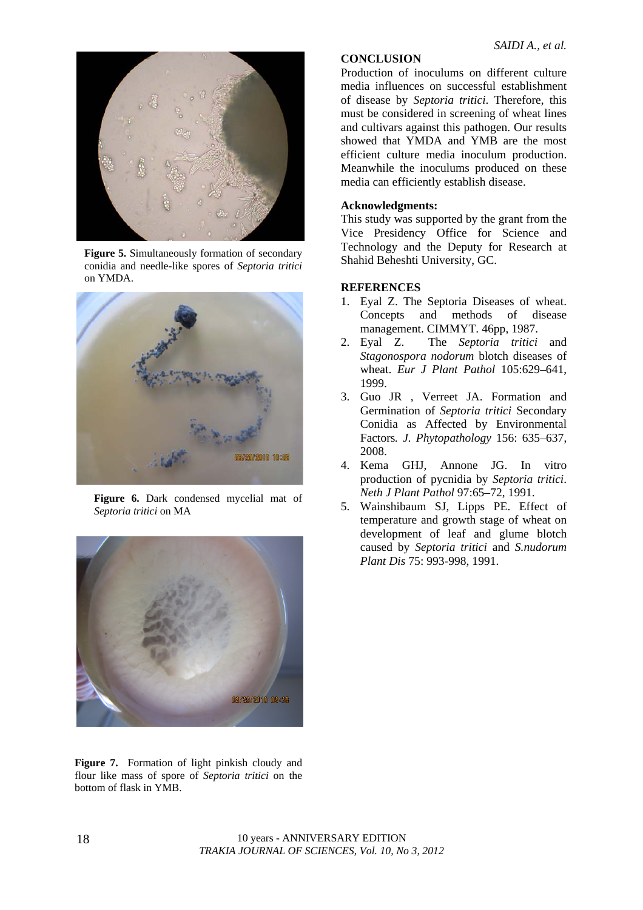**Figure 5.** Simultaneously formation of secondary conidia and needle-like spores of *Septoria tritici* on YMDA.

**Figure 6.** Dark condensed mycelial mat of *Septoria tritici* on MA

**Figure 7.** Formation of light pinkish cloudy and flour like mass of spore of *Septoria tritici* on the bottom of flask in YMB.

## CONCLUSION

Production of inoculums on different culture media influences on successful establishment of disease by *Septoria tritici*. Therefore, this must be considered in screening of wheat lines and cultivars against this pathogen. Our results showed that YMDA and YMB are the most efficient culture media inoculum production. Meanwhile the inoculums produced on these media can efficiently establish disease.

### Acknowledgments:

This study was supported by the grant from the Vice Presidency Office for Science and Technology and the Deputy for Research at Shahid Beheshti University, GC.

## REFERENCES

1. Eyal Z. The Septoria Diseases of wheat. Concepts and methods of disease management. CIMMYT. 46pp, 1987.
2. Eyal Z. The *Septoria tritici* and *Stagonospora nodorum* blotch diseases of wheat. *Eur J Plant Pathol* 105:629–641, 1999.
3. Guo JR , Verreet JA. Formation and Germination of *Septoria tritici* Secondary Conidia as Affected by Environmental Factors. *J. Phytopathology* 156: 635–637, 2008.
4. Kema GHJ, Annone JG. In vitro production of pycnidia by *Septoria tritici*. *Neth J Plant Pathol* 97:65–72, 1991.
5. Wainshibaum SJ, Lipps PE. Effect of temperature and growth stage of wheat on development of leaf and glume blotch caused by *Septoria tritici* and *S.nudorum* *Plant Dis* 75: 993-998, 1991.